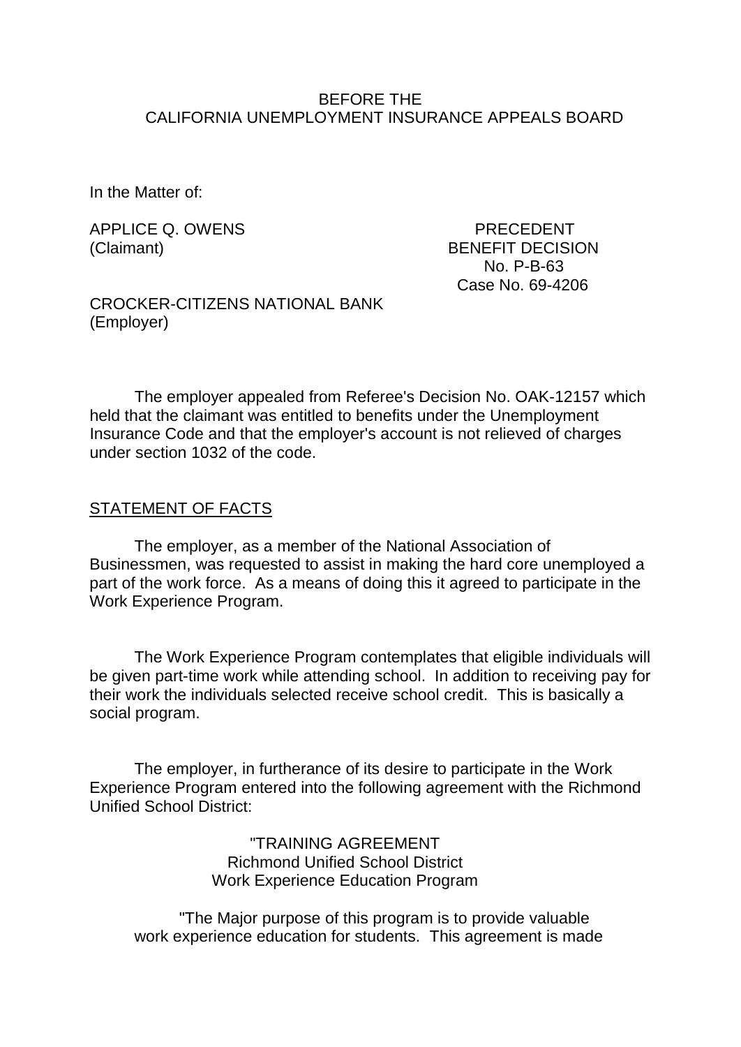BEFORE THE
CALIFORNIA UNEMPLOYMENT INSURANCE APPEALS BOARD

In the Matter of:

APPLICE Q. OWENS
(Claimant)

PRECEDENT
BENEFIT DECISION
No. P-B-63
Case No. 69-4206

CROCKER-CITIZENS NATIONAL BANK
(Employer)

The employer appealed from Referee's Decision No. OAK-12157 which held that the claimant was entitled to benefits under the Unemployment Insurance Code and that the employer's account is not relieved of charges under section 1032 of the code.

## STATEMENT OF FACTS

The employer, as a member of the National Association of Businessmen, was requested to assist in making the hard core unemployed a part of the work force. As a means of doing this it agreed to participate in the Work Experience Program.

The Work Experience Program contemplates that eligible individuals will be given part-time work while attending school. In addition to receiving pay for their work the individuals selected receive school credit. This is basically a social program.

The employer, in furtherance of its desire to participate in the Work Experience Program entered into the following agreement with the Richmond Unified School District:

> "TRAINING AGREEMENT
> Richmond Unified School District
> Work Experience Education Program
>
> "The Major purpose of this program is to provide valuable work experience education for students. This agreement is made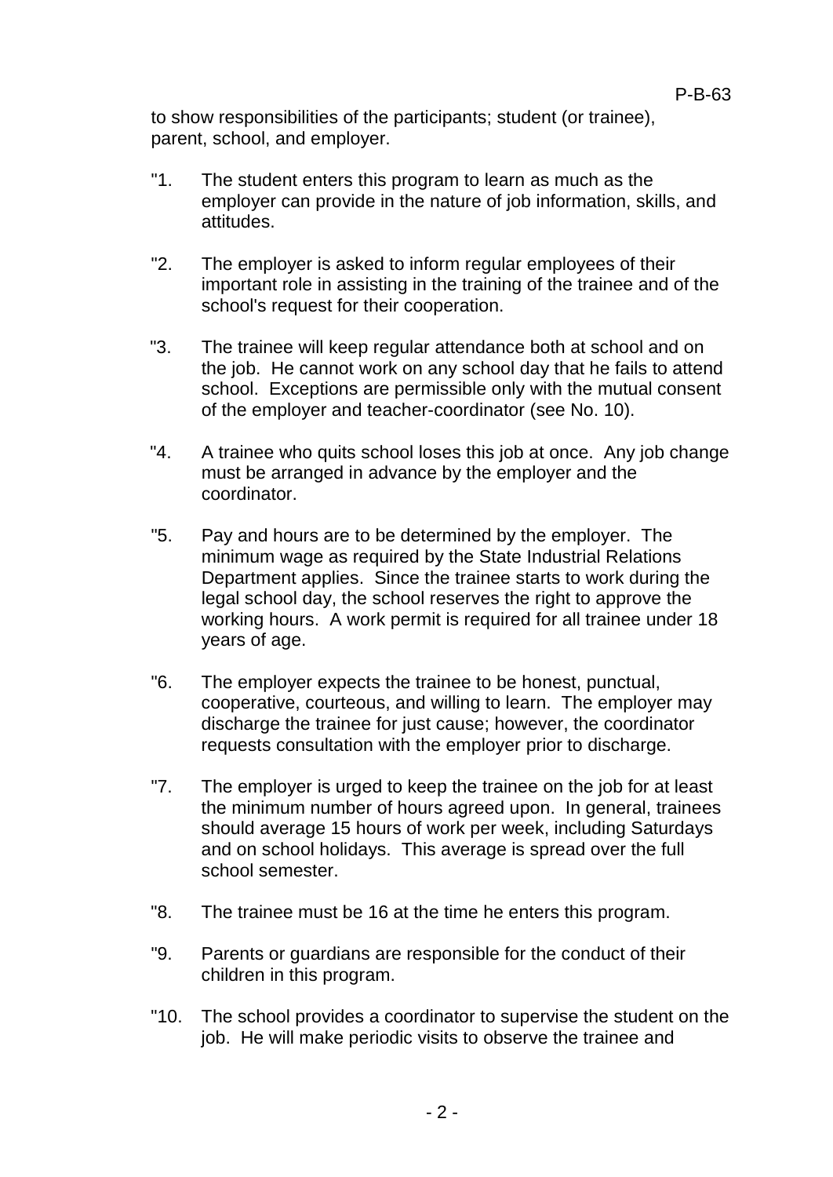to show responsibilities of the participants; student (or trainee), parent, school, and employer.

"1. The student enters this program to learn as much as the employer can provide in the nature of job information, skills, and attitudes.

"2. The employer is asked to inform regular employees of their important role in assisting in the training of the trainee and of the school's request for their cooperation.

"3. The trainee will keep regular attendance both at school and on the job. He cannot work on any school day that he fails to attend school. Exceptions are permissible only with the mutual consent of the employer and teacher-coordinator (see No. 10).

"4. A trainee who quits school loses this job at once. Any job change must be arranged in advance by the employer and the coordinator.

"5. Pay and hours are to be determined by the employer. The minimum wage as required by the State Industrial Relations Department applies. Since the trainee starts to work during the legal school day, the school reserves the right to approve the working hours. A work permit is required for all trainee under 18 years of age.

"6. The employer expects the trainee to be honest, punctual, cooperative, courteous, and willing to learn. The employer may discharge the trainee for just cause; however, the coordinator requests consultation with the employer prior to discharge.

"7. The employer is urged to keep the trainee on the job for at least the minimum number of hours agreed upon. In general, trainees should average 15 hours of work per week, including Saturdays and on school holidays. This average is spread over the full school semester.

"8. The trainee must be 16 at the time he enters this program.

"9. Parents or guardians are responsible for the conduct of their children in this program.

"10. The school provides a coordinator to supervise the student on the job. He will make periodic visits to observe the trainee and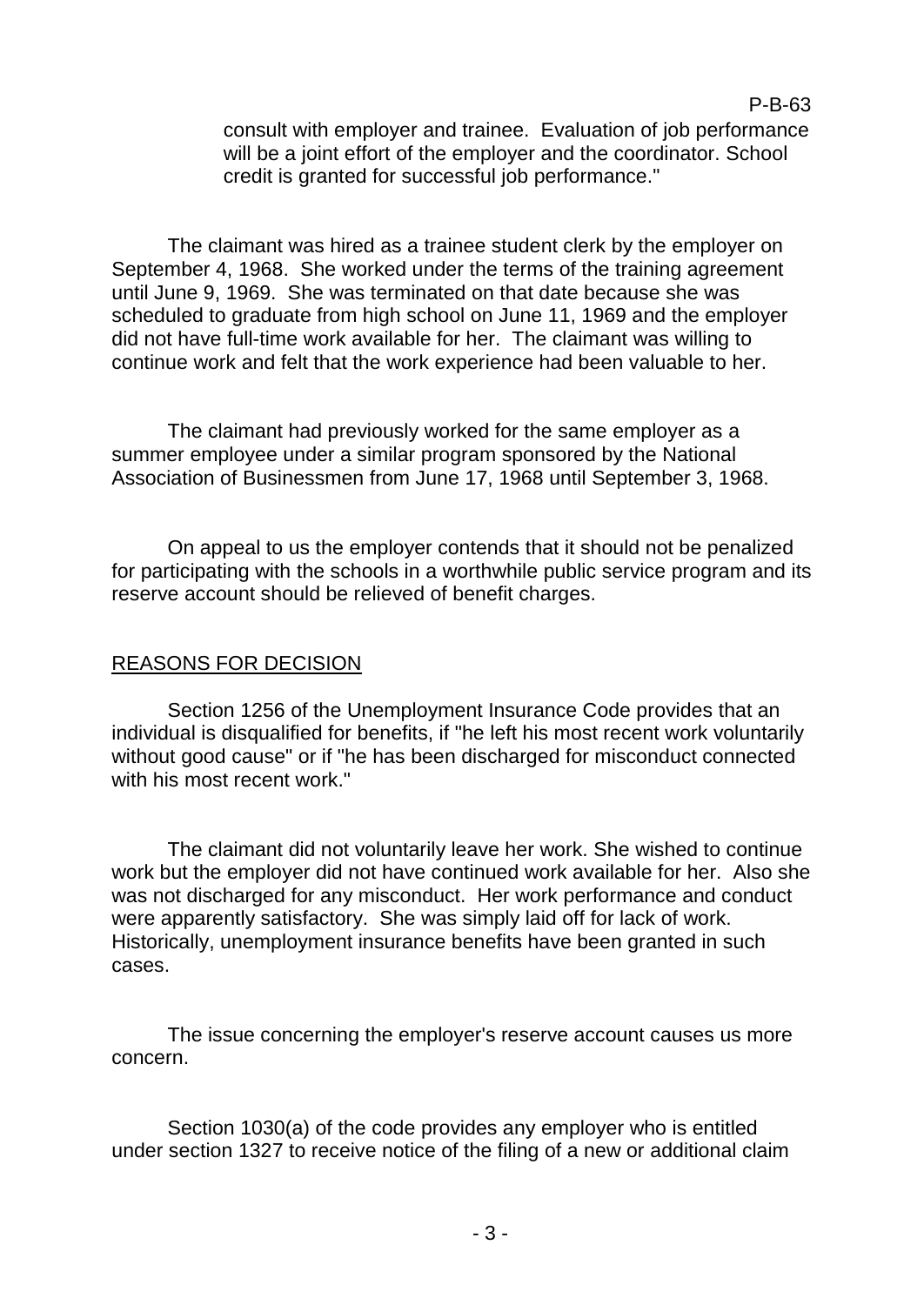consult with employer and trainee. Evaluation of job performance will be a joint effort of the employer and the coordinator. School credit is granted for successful job performance."

The claimant was hired as a trainee student clerk by the employer on September 4, 1968. She worked under the terms of the training agreement until June 9, 1969. She was terminated on that date because she was scheduled to graduate from high school on June 11, 1969 and the employer did not have full-time work available for her. The claimant was willing to continue work and felt that the work experience had been valuable to her.

The claimant had previously worked for the same employer as a summer employee under a similar program sponsored by the National Association of Businessmen from June 17, 1968 until September 3, 1968.

On appeal to us the employer contends that it should not be penalized for participating with the schools in a worthwhile public service program and its reserve account should be relieved of benefit charges.

## REASONS FOR DECISION

Section 1256 of the Unemployment Insurance Code provides that an individual is disqualified for benefits, if "he left his most recent work voluntarily without good cause" or if "he has been discharged for misconduct connected with his most recent work."

The claimant did not voluntarily leave her work. She wished to continue work but the employer did not have continued work available for her. Also she was not discharged for any misconduct. Her work performance and conduct were apparently satisfactory. She was simply laid off for lack of work. Historically, unemployment insurance benefits have been granted in such cases.

The issue concerning the employer's reserve account causes us more concern.

Section 1030(a) of the code provides any employer who is entitled under section 1327 to receive notice of the filing of a new or additional claim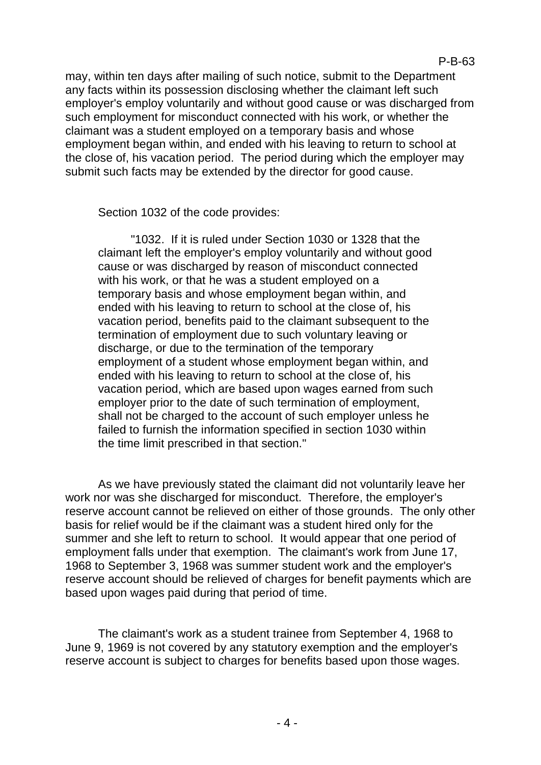may, within ten days after mailing of such notice, submit to the Department any facts within its possession disclosing whether the claimant left such employer's employ voluntarily and without good cause or was discharged from such employment for misconduct connected with his work, or whether the claimant was a student employed on a temporary basis and whose employment began within, and ended with his leaving to return to school at the close of, his vacation period. The period during which the employer may submit such facts may be extended by the director for good cause.

Section 1032 of the code provides:

> "1032. If it is ruled under Section 1030 or 1328 that the claimant left the employer's employ voluntarily and without good cause or was discharged by reason of misconduct connected with his work, or that he was a student employed on a temporary basis and whose employment began within, and ended with his leaving to return to school at the close of, his vacation period, benefits paid to the claimant subsequent to the termination of employment due to such voluntary leaving or discharge, or due to the termination of the temporary employment of a student whose employment began within, and ended with his leaving to return to school at the close of, his vacation period, which are based upon wages earned from such employer prior to the date of such termination of employment, shall not be charged to the account of such employer unless he failed to furnish the information specified in section 1030 within the time limit prescribed in that section."

As we have previously stated the claimant did not voluntarily leave her work nor was she discharged for misconduct. Therefore, the employer's reserve account cannot be relieved on either of those grounds. The only other basis for relief would be if the claimant was a student hired only for the summer and she left to return to school. It would appear that one period of employment falls under that exemption. The claimant's work from June 17, 1968 to September 3, 1968 was summer student work and the employer's reserve account should be relieved of charges for benefit payments which are based upon wages paid during that period of time.

The claimant's work as a student trainee from September 4, 1968 to June 9, 1969 is not covered by any statutory exemption and the employer's reserve account is subject to charges for benefits based upon those wages.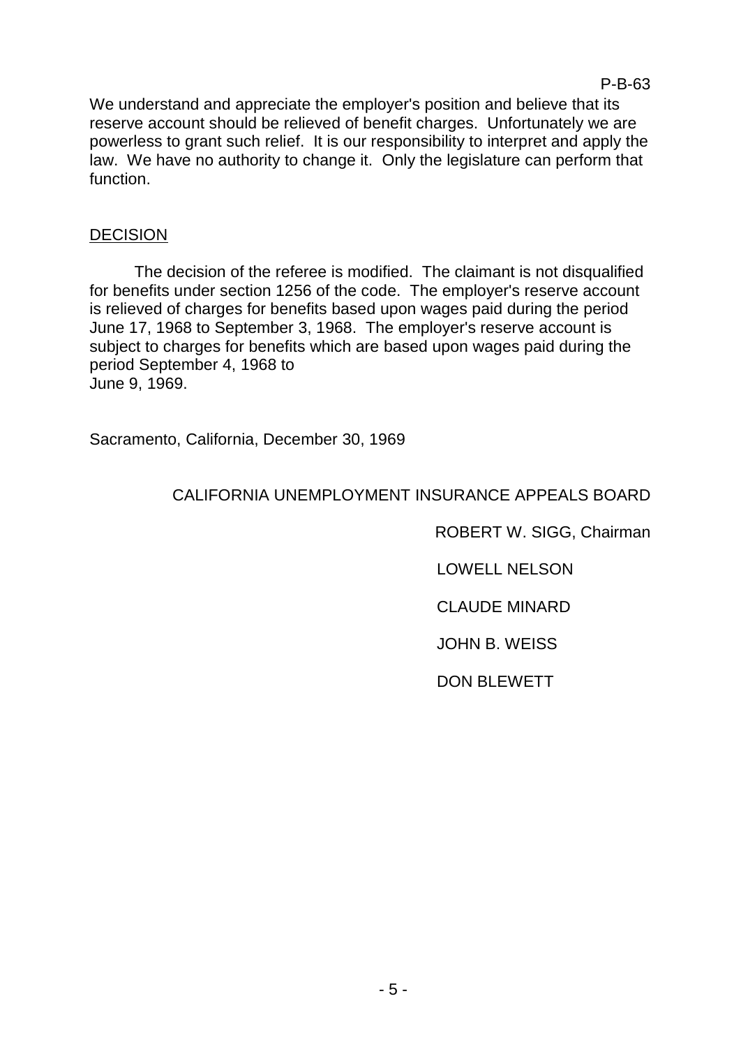We understand and appreciate the employer's position and believe that its reserve account should be relieved of benefit charges. Unfortunately we are powerless to grant such relief. It is our responsibility to interpret and apply the law. We have no authority to change it. Only the legislature can perform that function.

## DECISION

The decision of the referee is modified. The claimant is not disqualified for benefits under section 1256 of the code. The employer's reserve account is relieved of charges for benefits based upon wages paid during the period June 17, 1968 to September 3, 1968. The employer's reserve account is subject to charges for benefits which are based upon wages paid during the period September 4, 1968 to June 9, 1969.

Sacramento, California, December 30, 1969

CALIFORNIA UNEMPLOYMENT INSURANCE APPEALS BOARD

ROBERT W. SIGG, Chairman

LOWELL NELSON

CLAUDE MINARD

JOHN B. WEISS

DON BLEWETT